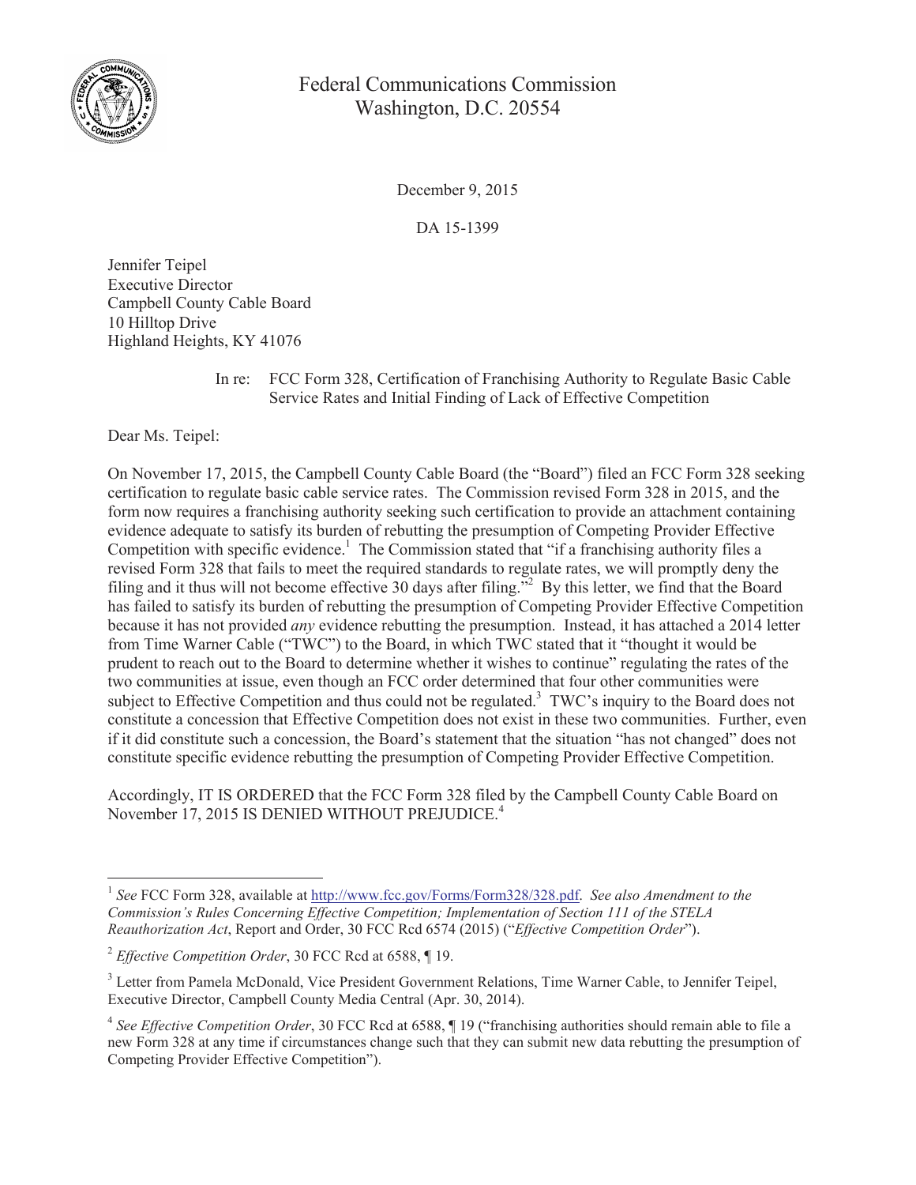Federal Communications Commission
Washington, D.C. 20554

December 9, 2015

DA 15-1399

Jennifer Teipel
Executive Director
Campbell County Cable Board
10 Hilltop Drive
Highland Heights, KY 41076

In re: FCC Form 328, Certification of Franchising Authority to Regulate Basic Cable Service Rates and Initial Finding of Lack of Effective Competition

Dear Ms. Teipel:

On November 17, 2015, the Campbell County Cable Board (the "Board") filed an FCC Form 328 seeking certification to regulate basic cable service rates. The Commission revised Form 328 in 2015, and the form now requires a franchising authority seeking such certification to provide an attachment containing evidence adequate to satisfy its burden of rebutting the presumption of Competing Provider Effective Competition with specific evidence.[1] The Commission stated that "if a franchising authority files a revised Form 328 that fails to meet the required standards to regulate rates, we will promptly deny the filing and it thus will not become effective 30 days after filing."[2] By this letter, we find that the Board has failed to satisfy its burden of rebutting the presumption of Competing Provider Effective Competition because it has not provided *any* evidence rebutting the presumption. Instead, it has attached a 2014 letter from Time Warner Cable ("TWC") to the Board, in which TWC stated that it "thought it would be prudent to reach out to the Board to determine whether it wishes to continue" regulating the rates of the two communities at issue, even though an FCC order determined that four other communities were subject to Effective Competition and thus could not be regulated.[3] TWC's inquiry to the Board does not constitute a concession that Effective Competition does not exist in these two communities. Further, even if it did constitute such a concession, the Board's statement that the situation "has not changed" does not constitute specific evidence rebutting the presumption of Competing Provider Effective Competition.

Accordingly, IT IS ORDERED that the FCC Form 328 filed by the Campbell County Cable Board on November 17, 2015 IS DENIED WITHOUT PREJUDICE.[4]

---

[1] *See* FCC Form 328, available at http://www.fcc.gov/Forms/Form328/328.pdf. *See also Amendment to the Commission's Rules Concerning Effective Competition; Implementation of Section 111 of the STELA Reauthorization Act*, Report and Order, 30 FCC Rcd 6574 (2015) ("*Effective Competition Order*").

[2] *Effective Competition Order*, 30 FCC Rcd at 6588, ¶ 19.

[3] Letter from Pamela McDonald, Vice President Government Relations, Time Warner Cable, to Jennifer Teipel, Executive Director, Campbell County Media Central (Apr. 30, 2014).

[4] *See Effective Competition Order*, 30 FCC Rcd at 6588, ¶ 19 ("franchising authorities should remain able to file a new Form 328 at any time if circumstances change such that they can submit new data rebutting the presumption of Competing Provider Effective Competition").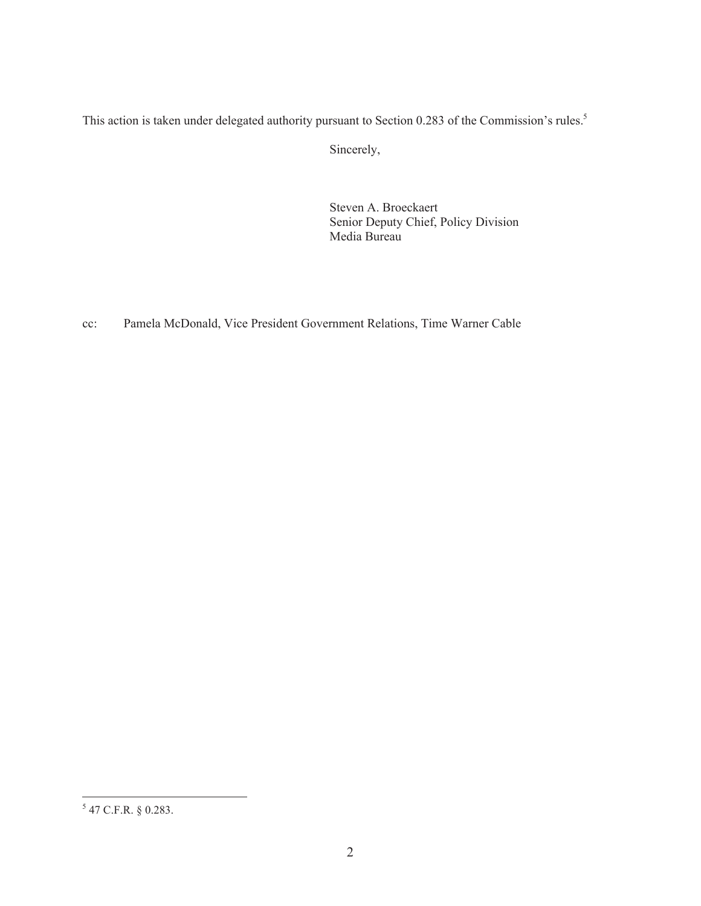This action is taken under delegated authority pursuant to Section 0.283 of the Commission's rules.[5]

Sincerely,

Steven A. Broeckaert
Senior Deputy Chief, Policy Division
Media Bureau

cc: Pamela McDonald, Vice President Government Relations, Time Warner Cable

---

[5] 47 C.F.R. § 0.283.